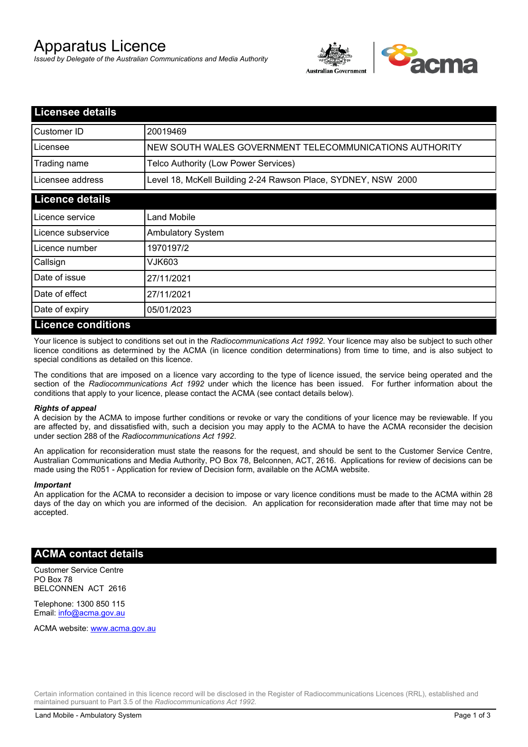# Apparatus Licence

*Issued by Delegate of the Australian Communications and Media Authority*

## Licensee details

| | |
|---|---|
| Customer ID | 20019469 |
| Licensee | NEW SOUTH WALES GOVERNMENT TELECOMMUNICATIONS AUTHORITY |
| Trading name | Telco Authority (Low Power Services) |
| Licensee address | Level 18, McKell Building 2-24 Rawson Place, SYDNEY, NSW 2000 |

## Licence details

| | |
|---|---|
| Licence service | Land Mobile |
| Licence subservice | Ambulatory System |
| Licence number | 1970197/2 |
| Callsign | VJK603 |
| Date of issue | 27/11/2021 |
| Date of effect | 27/11/2021 |
| Date of expiry | 05/01/2023 |

## Licence conditions

Your licence is subject to conditions set out in the *Radiocommunications Act 1992*. Your licence may also be subject to such other licence conditions as determined by the ACMA (in licence condition determinations) from time to time, and is also subject to special conditions as detailed on this licence.

The conditions that are imposed on a licence vary according to the type of licence issued, the service being operated and the section of the *Radiocommunications Act 1992* under which the licence has been issued. For further information about the conditions that apply to your licence, please contact the ACMA (see contact details below).

***Rights of appeal***

A decision by the ACMA to impose further conditions or revoke or vary the conditions of your licence may be reviewable. If you are affected by, and dissatisfied with, such a decision you may apply to the ACMA to have the ACMA reconsider the decision under section 288 of the *Radiocommunications Act 1992*.

An application for reconsideration must state the reasons for the request, and should be sent to the Customer Service Centre, Australian Communications and Media Authority, PO Box 78, Belconnen, ACT, 2616. Applications for review of decisions can be made using the R051 - Application for review of Decision form, available on the ACMA website.

***Important***

An application for the ACMA to reconsider a decision to impose or vary licence conditions must be made to the ACMA within 28 days of the day on which you are informed of the decision. An application for reconsideration made after that time may not be accepted.

## ACMA contact details

Customer Service Centre
PO Box 78
BELCONNEN ACT 2616

Telephone: 1300 850 115
Email: info@acma.gov.au

ACMA website: www.acma.gov.au

Certain information contained in this licence record will be disclosed in the Register of Radiocommunications Licences (RRL), established and maintained pursuant to Part 3.5 of the *Radiocommunications Act 1992.*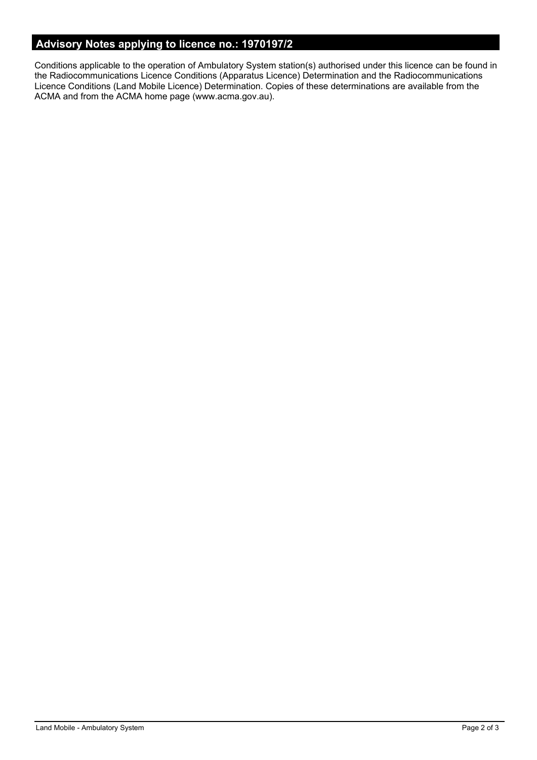## Advisory Notes applying to licence no.: 1970197/2

Conditions applicable to the operation of Ambulatory System station(s) authorised under this licence can be found in the Radiocommunications Licence Conditions (Apparatus Licence) Determination and the Radiocommunications Licence Conditions (Land Mobile Licence) Determination. Copies of these determinations are available from the ACMA and from the ACMA home page (www.acma.gov.au).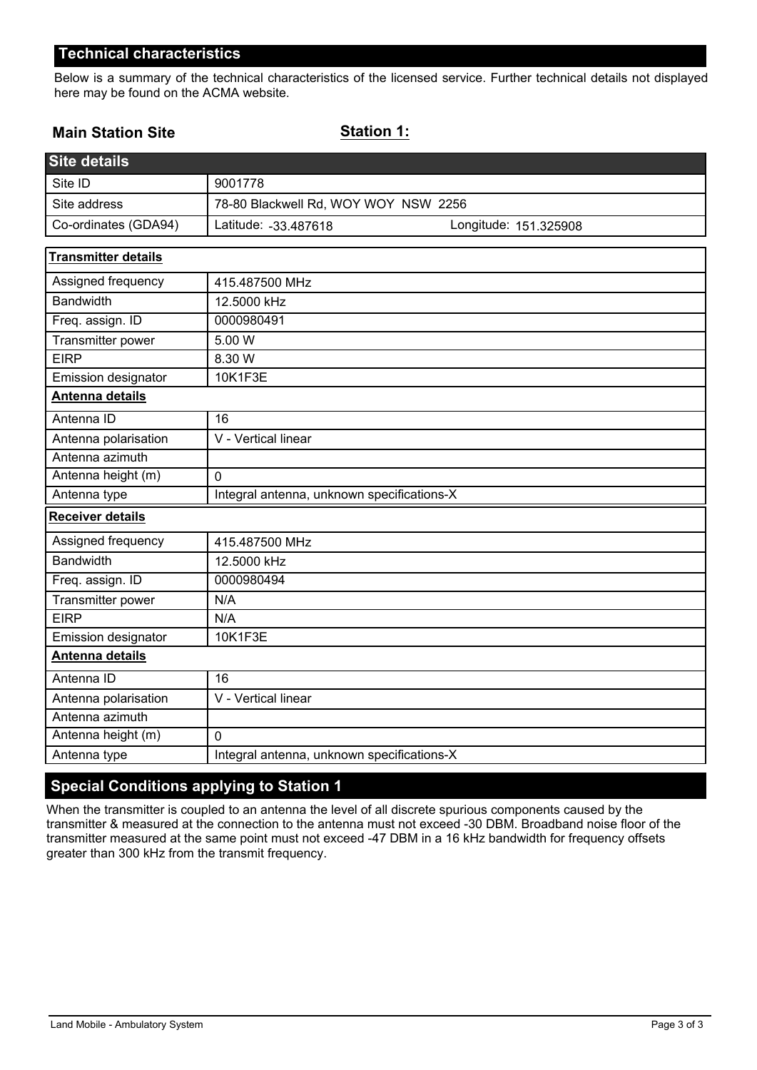## Technical characteristics

Below is a summary of the technical characteristics of the licensed service. Further technical details not displayed here may be found on the ACMA website.

**Main Station Site** **Station 1:**

| Site details | |
|---|---|
| Site ID | 9001778 |
| Site address | 78-80 Blackwell Rd, WOY WOY NSW 2256 |
| Co-ordinates (GDA94) | Latitude: -33.487618 Longitude: 151.325908 |

| **Transmitter details** | |
|---|---|
| Assigned frequency | 415.487500 MHz |
| Bandwidth | 12.5000 kHz |
| Freq. assign. ID | 0000980491 |
| Transmitter power | 5.00 W |
| EIRP | 8.30 W |
| Emission designator | 10K1F3E |
| **Antenna details** | |
| Antenna ID | 16 |
| Antenna polarisation | V - Vertical linear |
| Antenna azimuth | |
| Antenna height (m) | 0 |
| Antenna type | Integral antenna, unknown specifications-X |
| **Receiver details** | |
| Assigned frequency | 415.487500 MHz |
| Bandwidth | 12.5000 kHz |
| Freq. assign. ID | 0000980494 |
| Transmitter power | N/A |
| EIRP | N/A |
| Emission designator | 10K1F3E |
| **Antenna details** | |
| Antenna ID | 16 |
| Antenna polarisation | V - Vertical linear |
| Antenna azimuth | |
| Antenna height (m) | 0 |
| Antenna type | Integral antenna, unknown specifications-X |

## Special Conditions applying to Station 1

When the transmitter is coupled to an antenna the level of all discrete spurious components caused by the transmitter & measured at the connection to the antenna must not exceed -30 DBM. Broadband noise floor of the transmitter measured at the same point must not exceed -47 DBM in a 16 kHz bandwidth for frequency offsets greater than 300 kHz from the transmit frequency.